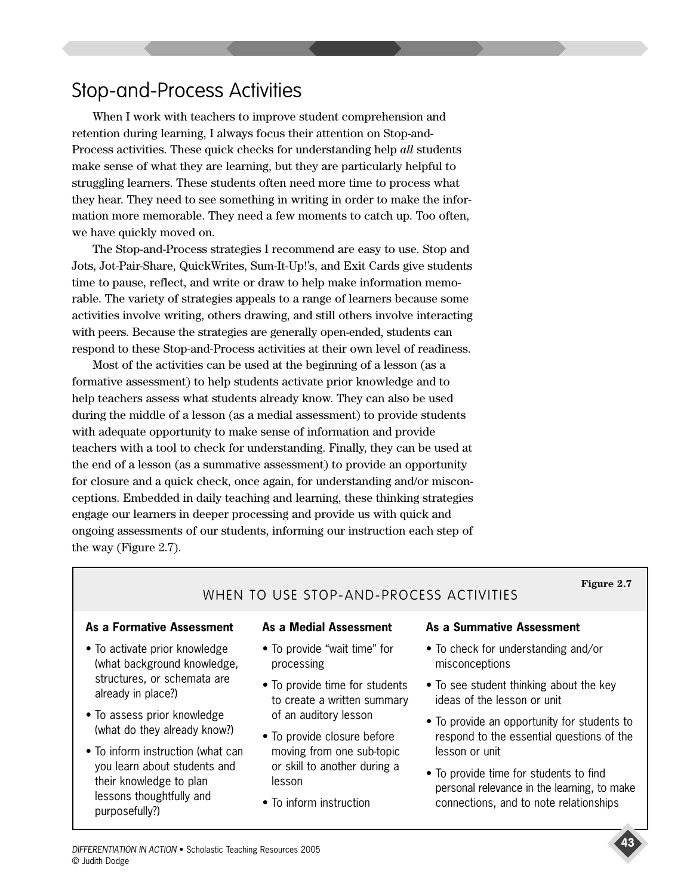# Stop-and-Process Activities

When I work with teachers to improve student comprehension and retention during learning, I always focus their attention on Stop-and-Process activities. These quick checks for understanding help *all* students make sense of what they are learning, but they are particularly helpful to struggling learners. These students often need more time to process what they hear. They need to see something in writing in order to make the information more memorable. They need a few moments to catch up. Too often, we have quickly moved on.

The Stop-and-Process strategies I recommend are easy to use. Stop and Jots, Jot-Pair-Share, QuickWrites, Sum-It-Up!'s, and Exit Cards give students time to pause, reflect, and write or draw to help make information memorable. The variety of strategies appeals to a range of learners because some activities involve writing, others drawing, and still others involve interacting with peers. Because the strategies are generally open-ended, students can respond to these Stop-and-Process activities at their own level of readiness.

Most of the activities can be used at the beginning of a lesson (as a formative assessment) to help students activate prior knowledge and to help teachers assess what students already know. They can also be used during the middle of a lesson (as a medial assessment) to provide students with adequate opportunity to make sense of information and provide teachers with a tool to check for understanding. Finally, they can be used at the end of a lesson (as a summative assessment) to provide an opportunity for closure and a quick check, once again, for understanding and/or misconceptions. Embedded in daily teaching and learning, these thinking strategies engage our learners in deeper processing and provide us with quick and ongoing assessments of our students, informing our instruction each step of the way (Figure 2.7).

**Figure 2.7**

## WHEN TO USE STOP-AND-PROCESS ACTIVITIES

**As a Formative Assessment**

- To activate prior knowledge (what background knowledge, structures, or schemata are already in place?)
- To assess prior knowledge (what do they already know?)
- To inform instruction (what can you learn about students and their knowledge to plan lessons thoughtfully and purposefully?)

**As a Medial Assessment**

- To provide "wait time" for processing
- To provide time for students to create a written summary of an auditory lesson
- To provide closure before moving from one sub-topic or skill to another during a lesson
- To inform instruction

**As a Summative Assessment**

- To check for understanding and/or misconceptions
- To see student thinking about the key ideas of the lesson or unit
- To provide an opportunity for students to respond to the essential questions of the lesson or unit
- To provide time for students to find personal relevance in the learning, to make connections, and to note relationships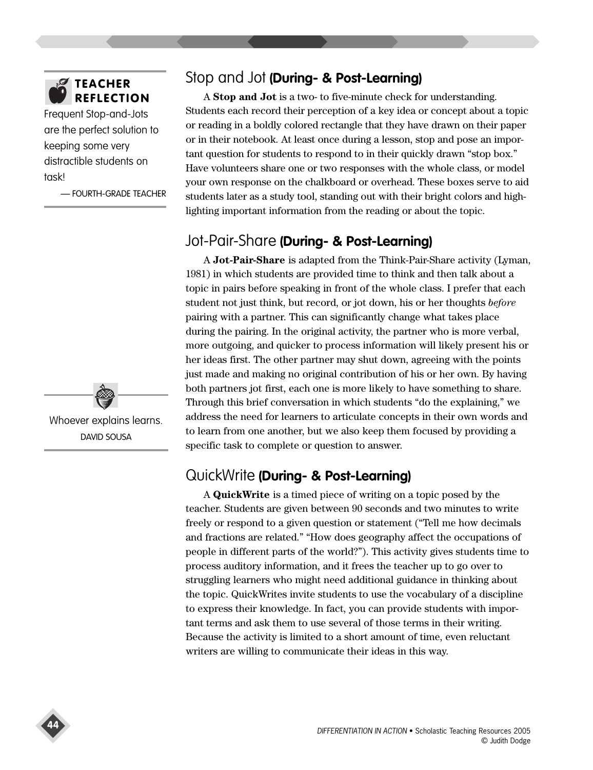**TEACHER REFLECTION**

Frequent Stop-and-Jots are the perfect solution to keeping some very distractible students on task!

— FOURTH-GRADE TEACHER

## Stop and Jot **(During- & Post-Learning)**

A **Stop and Jot** is a two- to five-minute check for understanding. Students each record their perception of a key idea or concept about a topic or reading in a boldly colored rectangle that they have drawn on their paper or in their notebook. At least once during a lesson, stop and pose an important question for students to respond to in their quickly drawn "stop box." Have volunteers share one or two responses with the whole class, or model your own response on the chalkboard or overhead. These boxes serve to aid students later as a study tool, standing out with their bright colors and highlighting important information from the reading or about the topic.

## Jot-Pair-Share **(During- & Post-Learning)**

A **Jot-Pair-Share** is adapted from the Think-Pair-Share activity (Lyman, 1981) in which students are provided time to think and then talk about a topic in pairs before speaking in front of the whole class. I prefer that each student not just think, but record, or jot down, his or her thoughts *before* pairing with a partner. This can significantly change what takes place during the pairing. In the original activity, the partner who is more verbal, more outgoing, and quicker to process information will likely present his or her ideas first. The other partner may shut down, agreeing with the points just made and making no original contribution of his or her own. By having both partners jot first, each one is more likely to have something to share. Through this brief conversation in which students "do the explaining," we address the need for learners to articulate concepts in their own words and to learn from one another, but we also keep them focused by providing a specific task to complete or question to answer.

Whoever explains learns.
DAVID SOUSA

## QuickWrite **(During- & Post-Learning)**

A **QuickWrite** is a timed piece of writing on a topic posed by the teacher. Students are given between 90 seconds and two minutes to write freely or respond to a given question or statement ("Tell me how decimals and fractions are related." "How does geography affect the occupations of people in different parts of the world?"). This activity gives students time to process auditory information, and it frees the teacher up to go over to struggling learners who might need additional guidance in thinking about the topic. QuickWrites invite students to use the vocabulary of a discipline to express their knowledge. In fact, you can provide students with important terms and ask them to use several of those terms in their writing. Because the activity is limited to a short amount of time, even reluctant writers are willing to communicate their ideas in this way.